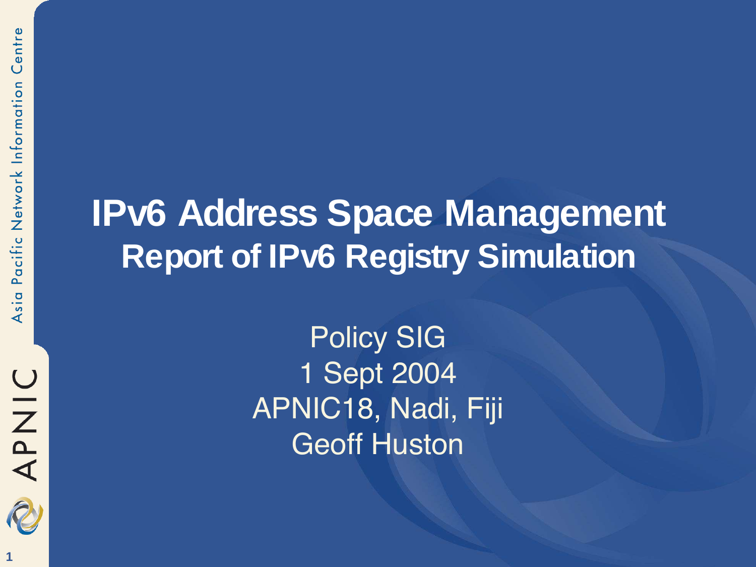# IPv6 Address Space Management

## Report of IPv6 Registry Simulation

Policy SIG

1 Sept 2004

APNIC18, Nadi, Fiji

Geoff Huston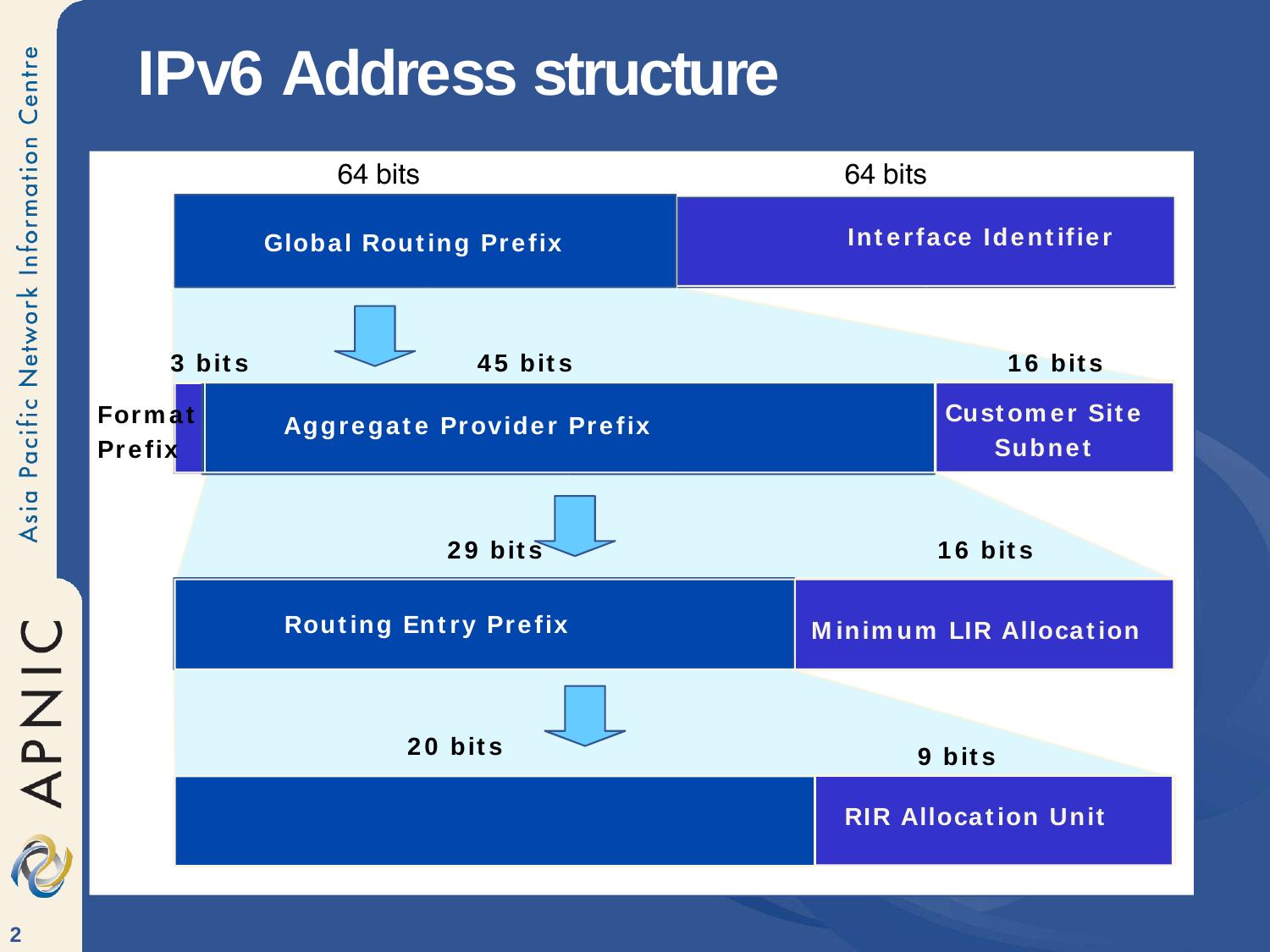# IPv6 Address structure

64 bits | 64 bits

Global Routing Prefix | Interface Identifier

3 bits | 45 bits | 16 bits

Format Prefix | Aggregate Provider Prefix | Customer Site Subnet

29 bits | 16 bits

Routing Entry Prefix | Minimum LIR Allocation

20 bits | 9 bits

RIR Allocation Unit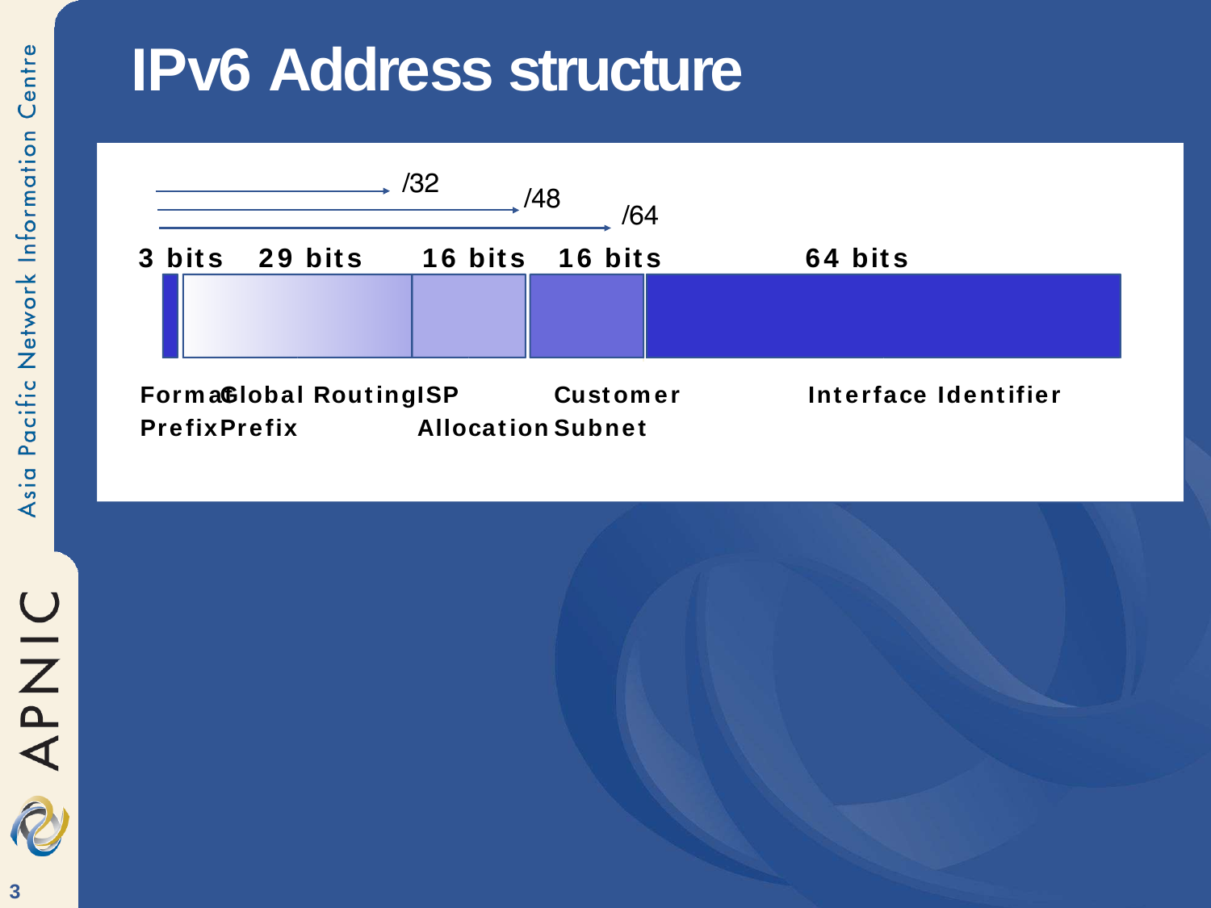# IPv6 Address structure

/32

/48

/64

| 3 bits | 29 bits | 16 bits | 16 bits | 64 bits |
| --- | --- | --- | --- | --- |
| Format Prefix | Global Routing Prefix | ISP Allocation | Customer Subnet | Interface Identifier |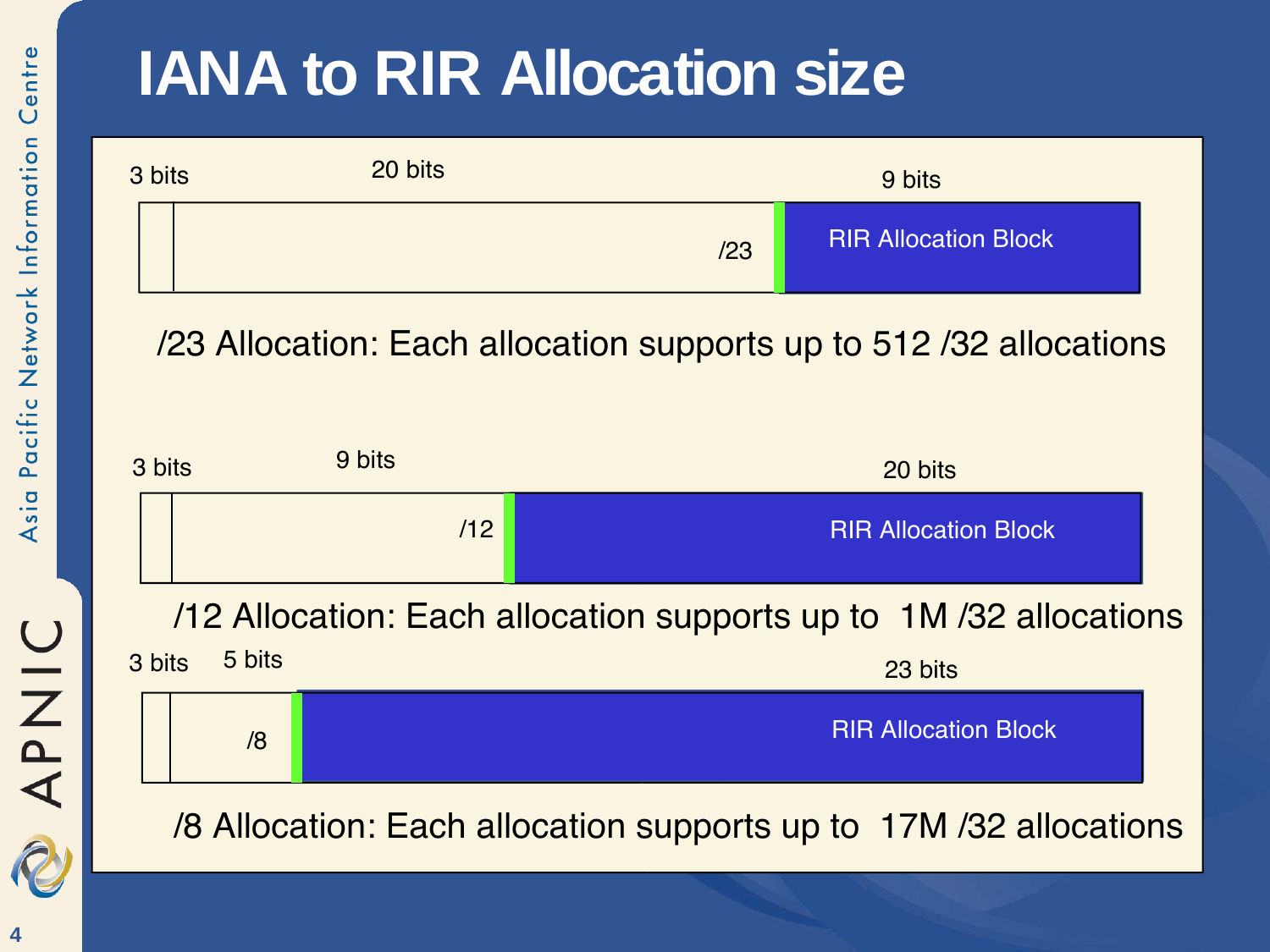# IANA to RIR Allocation size

3 bits | 20 bits | 9 bits

/23 | RIR Allocation Block

/23 Allocation: Each allocation supports up to 512 /32 allocations

3 bits | 9 bits | 20 bits

/12 | RIR Allocation Block

/12 Allocation: Each allocation supports up to 1M /32 allocations

3 bits | 5 bits | 23 bits

/8 | RIR Allocation Block

/8 Allocation: Each allocation supports up to 17M /32 allocations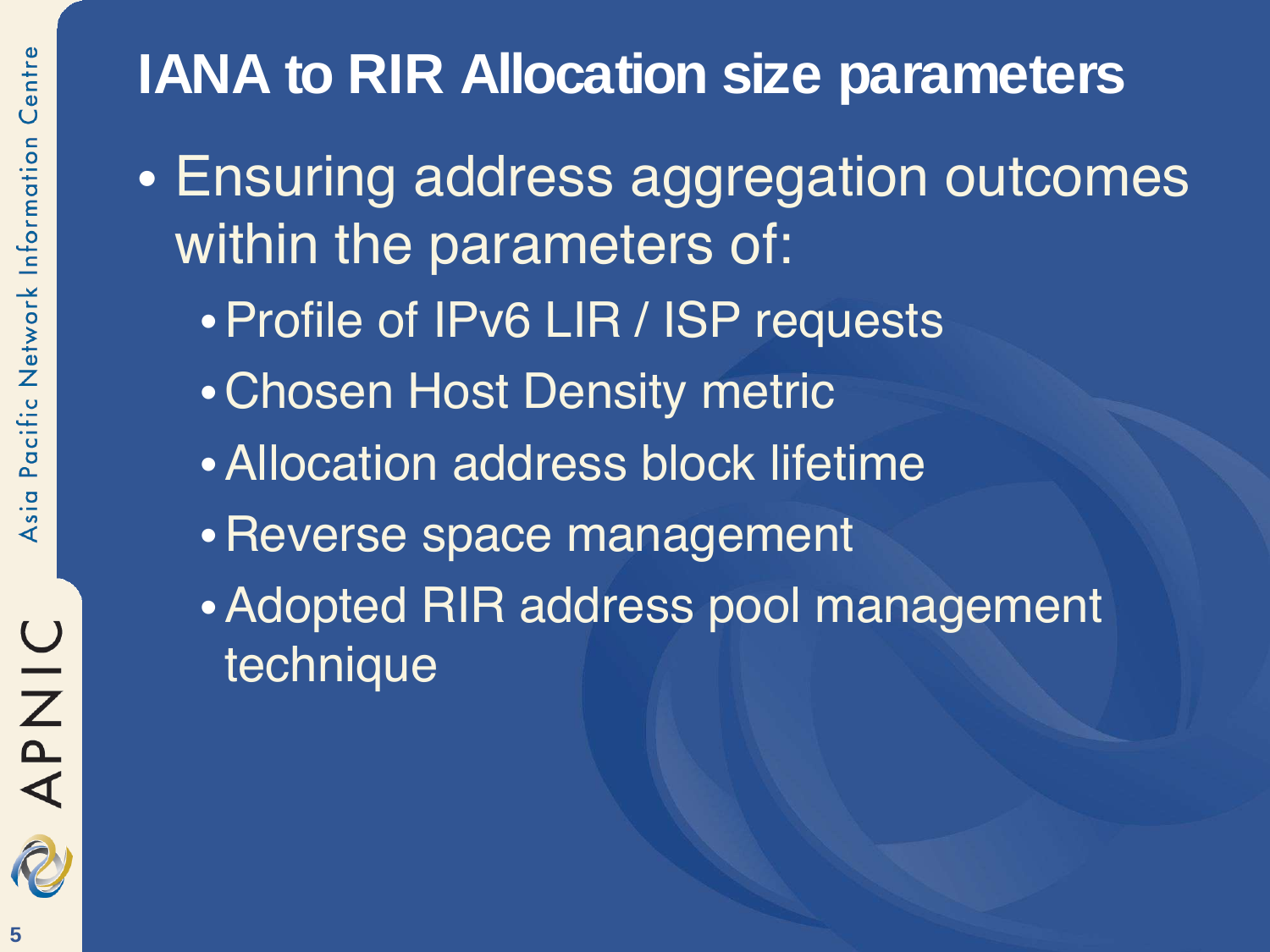# IANA to RIR Allocation size parameters

- Ensuring address aggregation outcomes within the parameters of:
  - Profile of IPv6 LIR / ISP requests
  - Chosen Host Density metric
  - Allocation address block lifetime
  - Reverse space management
  - Adopted RIR address pool management technique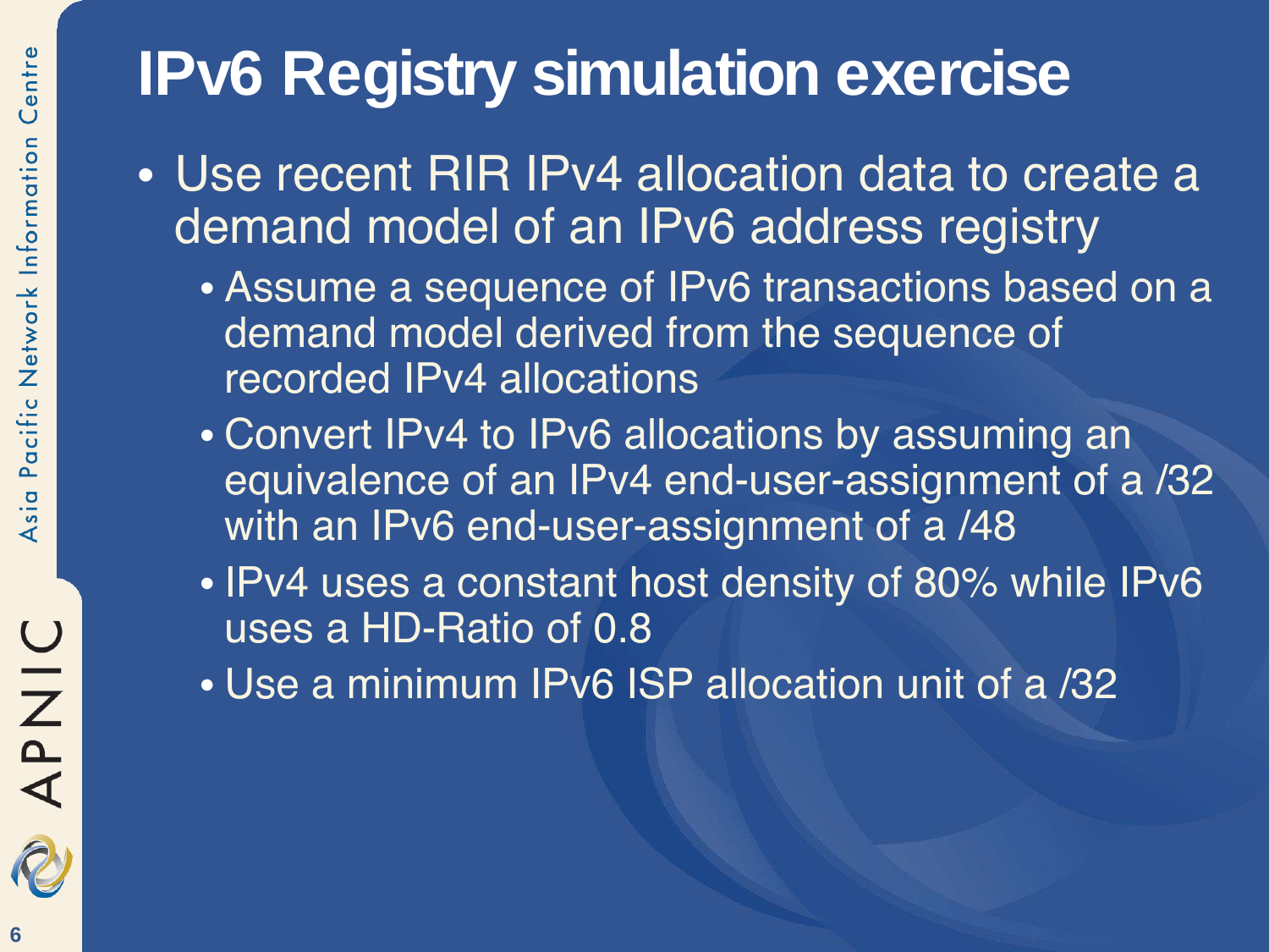# IPv6 Registry simulation exercise

- Use recent RIR IPv4 allocation data to create a demand model of an IPv6 address registry
  - Assume a sequence of IPv6 transactions based on a demand model derived from the sequence of recorded IPv4 allocations
  - Convert IPv4 to IPv6 allocations by assuming an equivalence of an IPv4 end-user-assignment of a /32 with an IPv6 end-user-assignment of a /48
  - IPv4 uses a constant host density of 80% while IPv6 uses a HD-Ratio of 0.8
  - Use a minimum IPv6 ISP allocation unit of a /32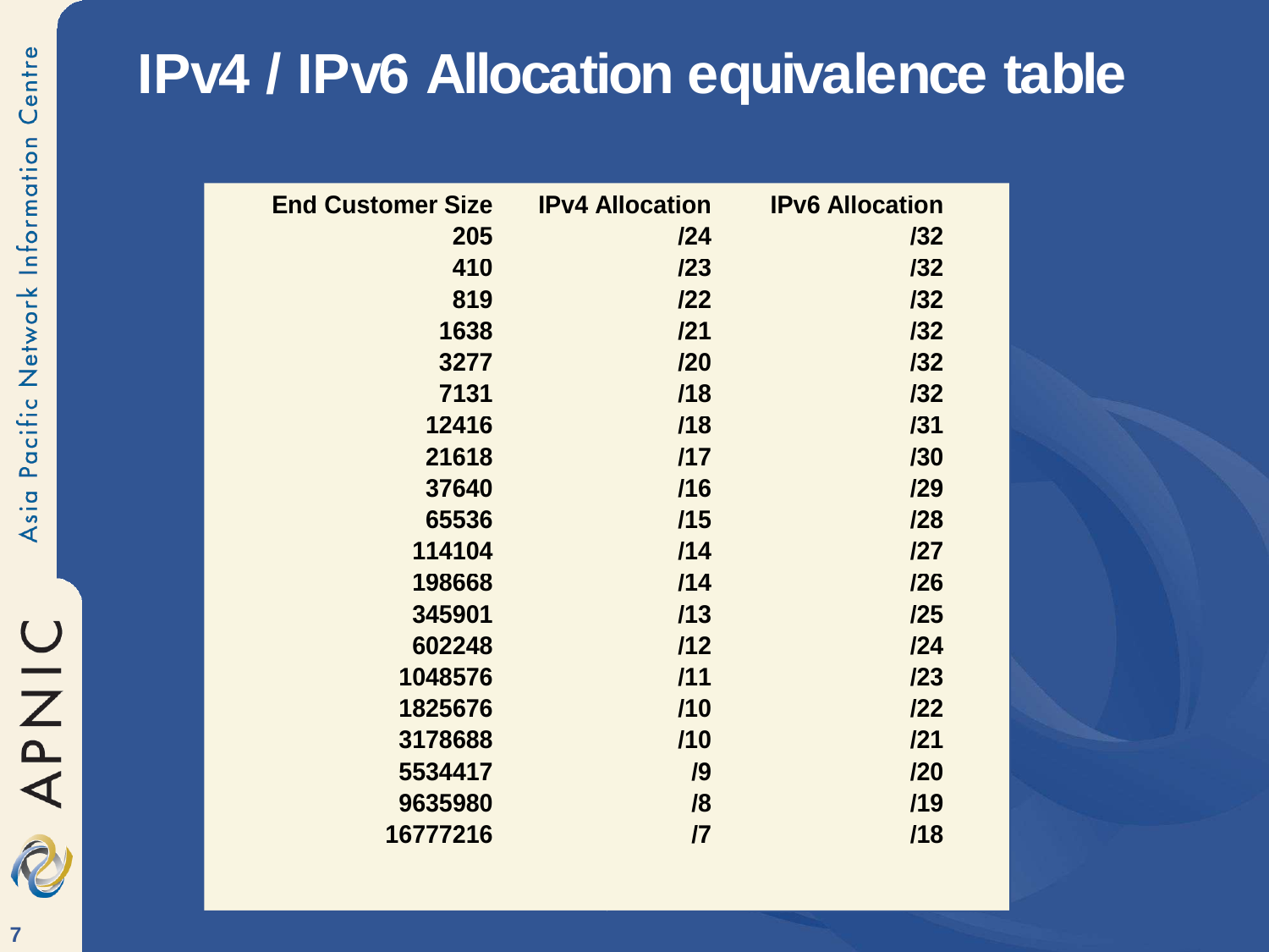# IPv4 / IPv6 Allocation equivalence table

| End Customer Size | IPv4 Allocation | IPv6 Allocation |
|---:|---:|---:|
| 205 | /24 | /32 |
| 410 | /23 | /32 |
| 819 | /22 | /32 |
| 1638 | /21 | /32 |
| 3277 | /20 | /32 |
| 7131 | /18 | /32 |
| 12416 | /18 | /31 |
| 21618 | /17 | /30 |
| 37640 | /16 | /29 |
| 65536 | /15 | /28 |
| 114104 | /14 | /27 |
| 198668 | /14 | /26 |
| 345901 | /13 | /25 |
| 602248 | /12 | /24 |
| 1048576 | /11 | /23 |
| 1825676 | /10 | /22 |
| 3178688 | /10 | /21 |
| 5534417 | /9 | /20 |
| 9635980 | /8 | /19 |
| 16777216 | /7 | /18 |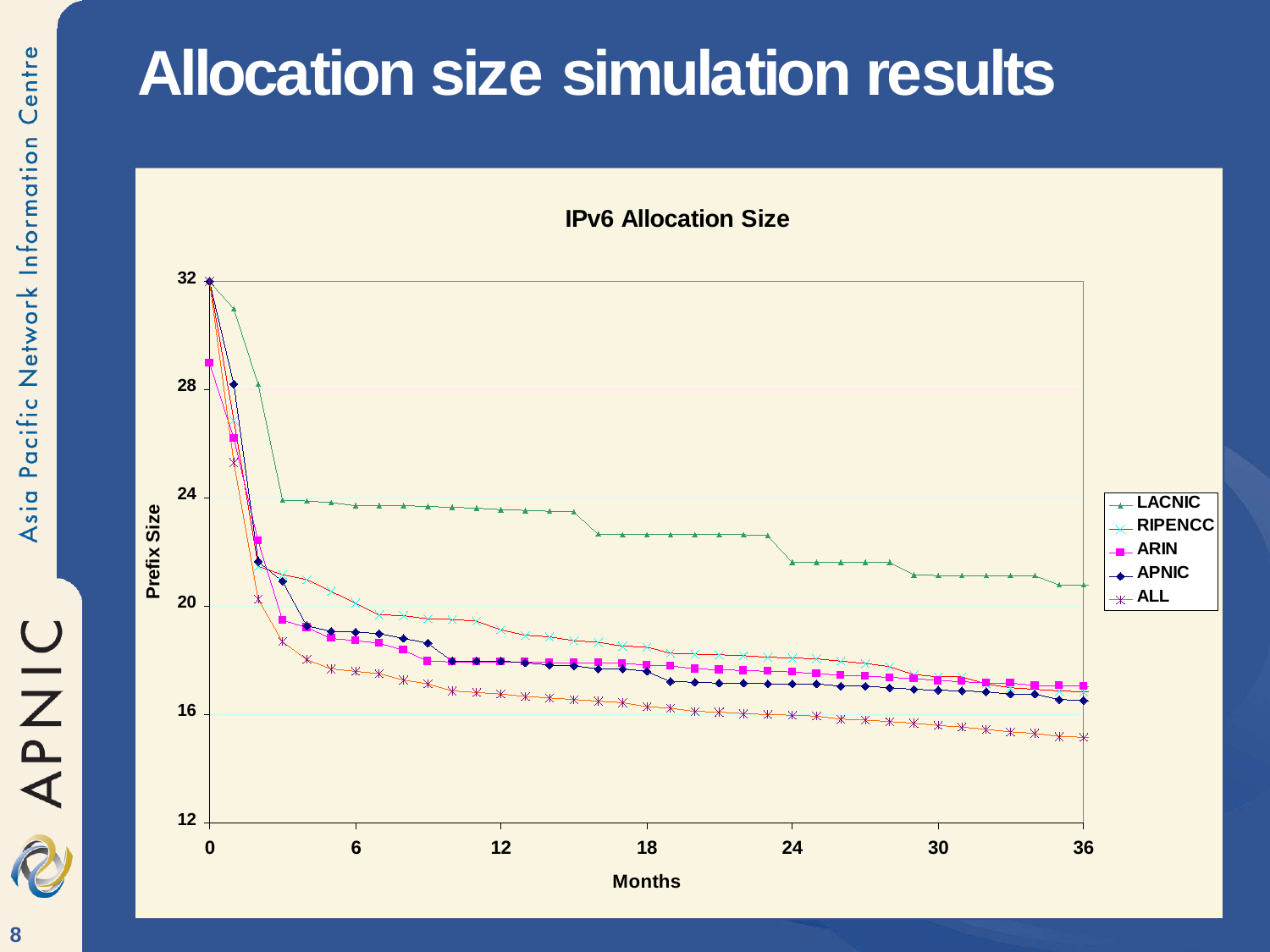# Allocation size simulation results

**IPv6 Allocation Size**

Prefix Size (y-axis: 12, 16, 20, 24, 28, 32)

Months (x-axis: 0, 6, 12, 18, 24, 30, 36)

Legend: LACNIC, RIPENCC, ARIN, APNIC, ALL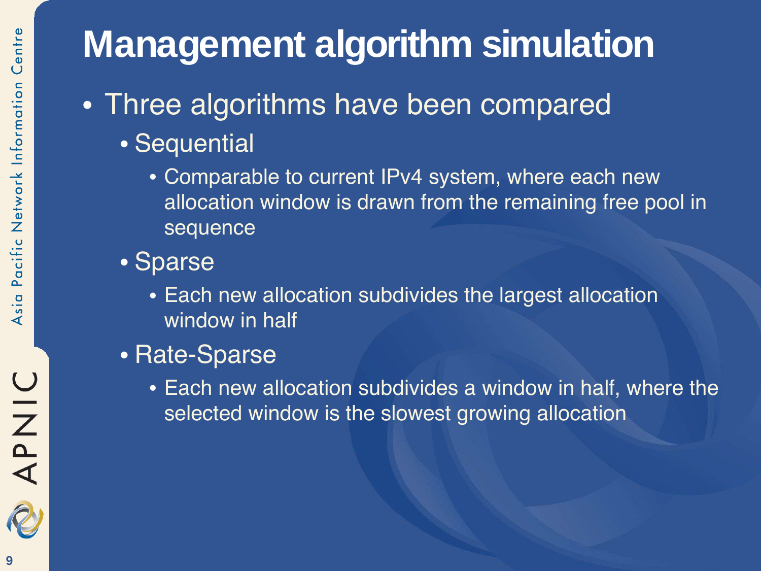# Management algorithm simulation

- Three algorithms have been compared
  - Sequential
    - Comparable to current IPv4 system, where each new allocation window is drawn from the remaining free pool in sequence
  - Sparse
    - Each new allocation subdivides the largest allocation window in half
  - Rate-Sparse
    - Each new allocation subdivides a window in half, where the selected window is the slowest growing allocation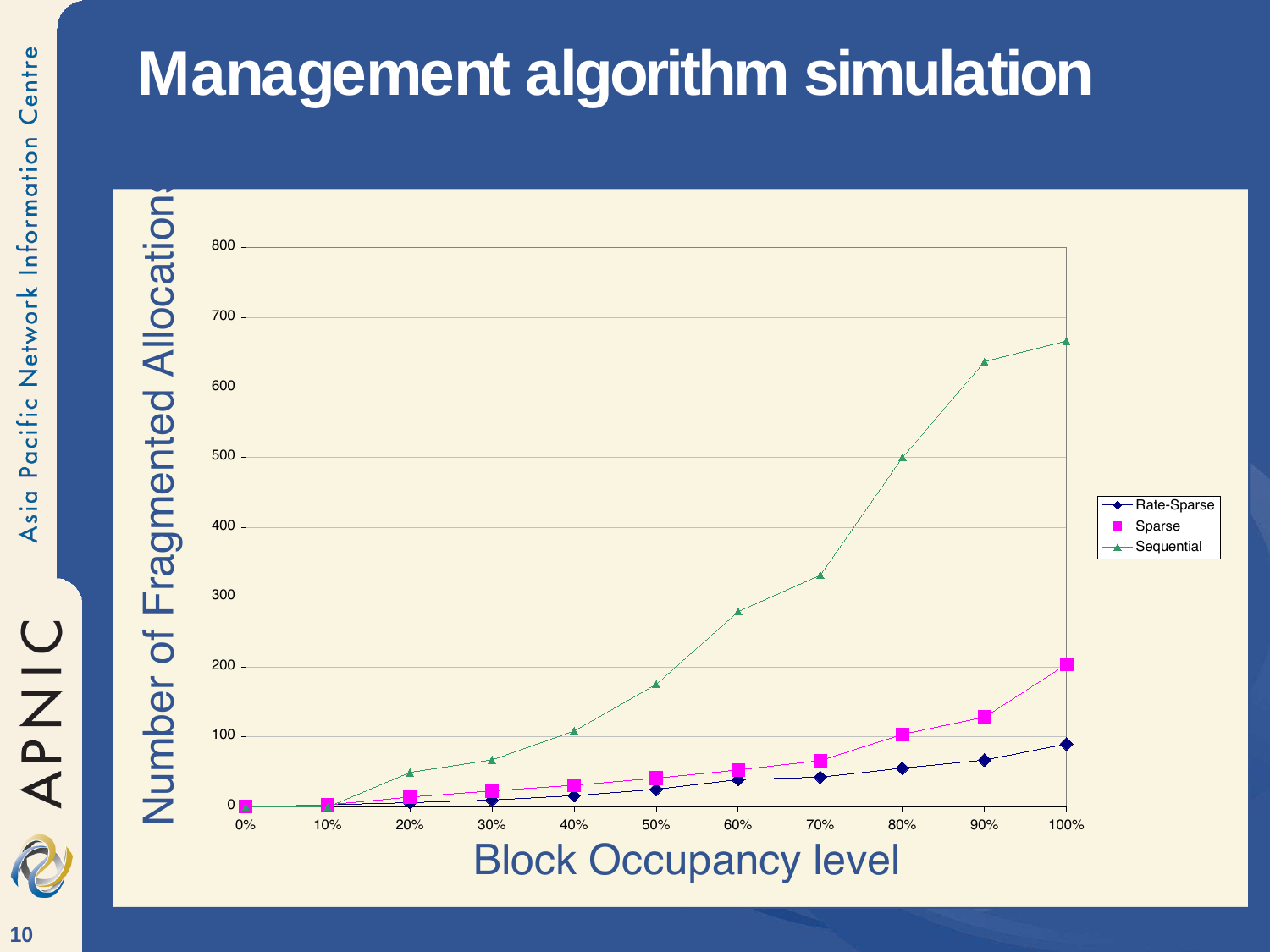# Management algorithm simulation

Number of Fragmented Allocations

Block Occupancy level

- Rate-Sparse
- Sparse
- Sequential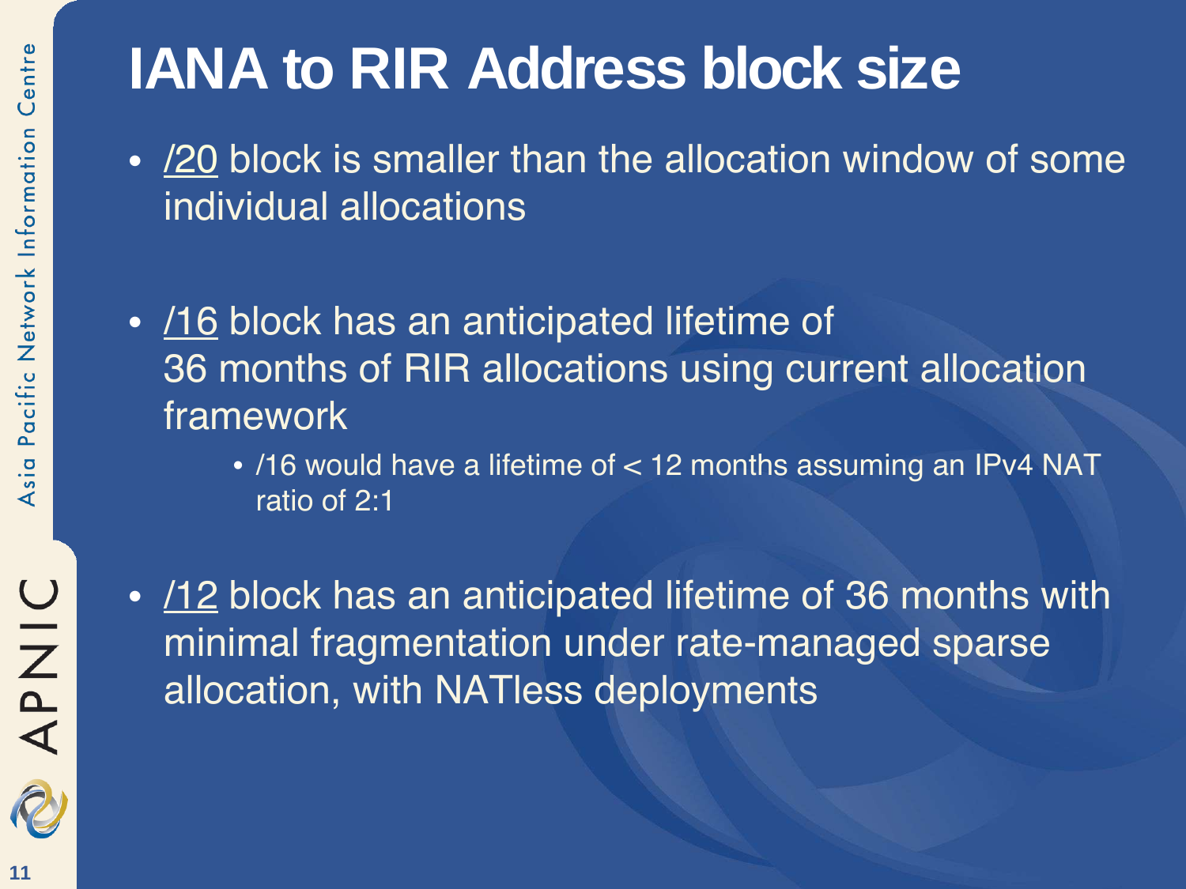# IANA to RIR Address block size

- /20 block is smaller than the allocation window of some individual allocations
- /16 block has an anticipated lifetime of 36 months of RIR allocations using current allocation framework
  - /16 would have a lifetime of < 12 months assuming an IPv4 NAT ratio of 2:1
- /12 block has an anticipated lifetime of 36 months with minimal fragmentation under rate-managed sparse allocation, with NATless deployments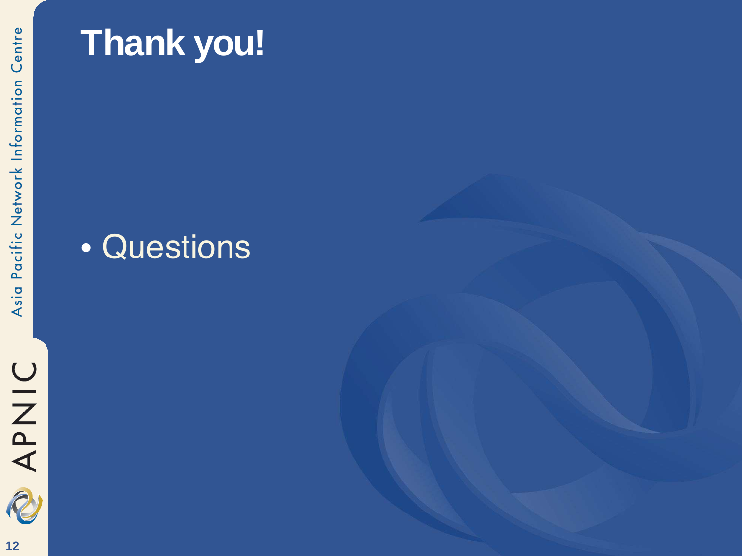# Thank you!

- Questions